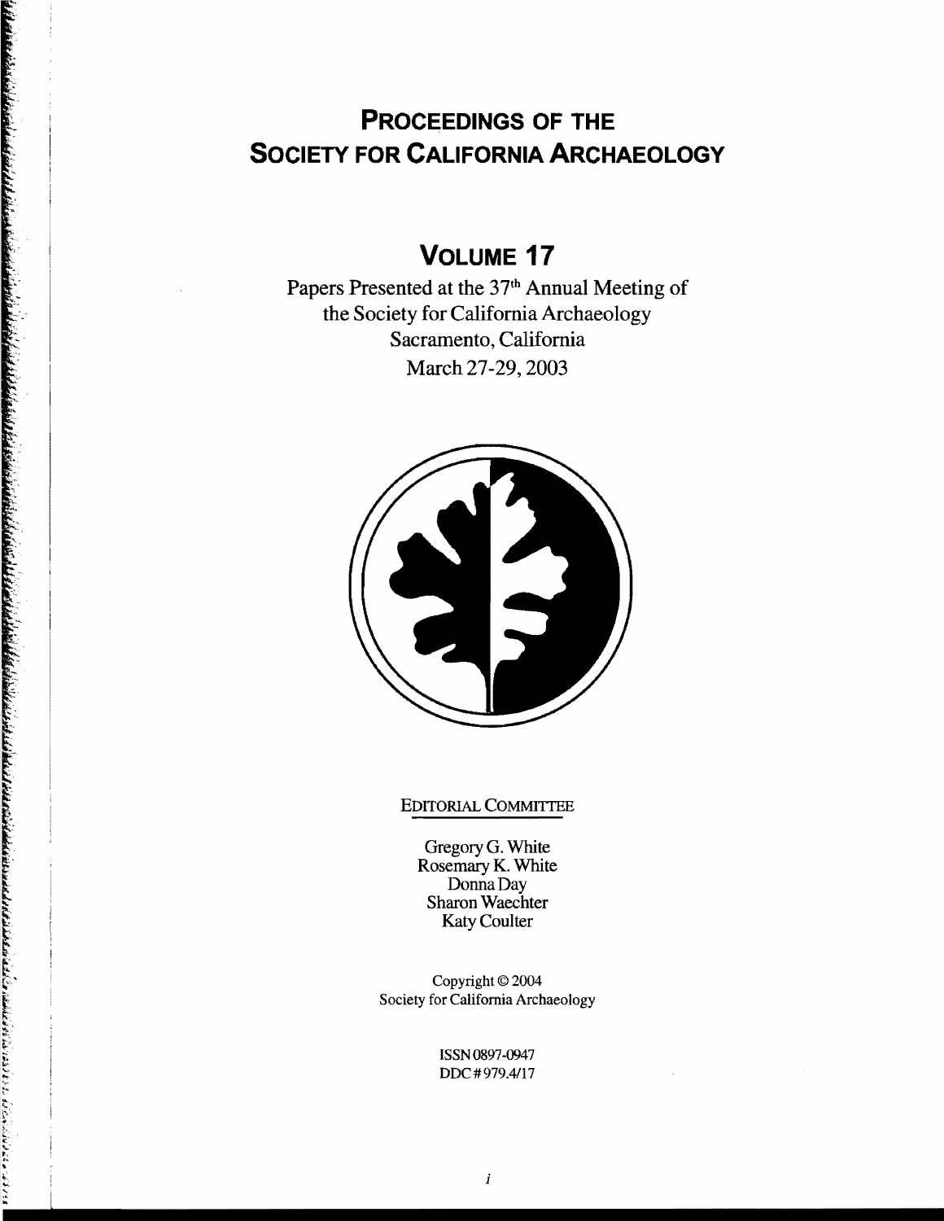# Proceedings of the Society for California Archaeology

## Volume 17

Papers Presented at the 37th Annual Meeting of the Society for California Archaeology
Sacramento, California
March 27-29, 2003

EDITORIAL COMMITTEE

Gregory G. White
Rosemary K. White
Donna Day
Sharon Waechter
Katy Coulter

Copyright © 2004
Society for California Archaeology

ISSN 0897-0947
DDC # 979.4/17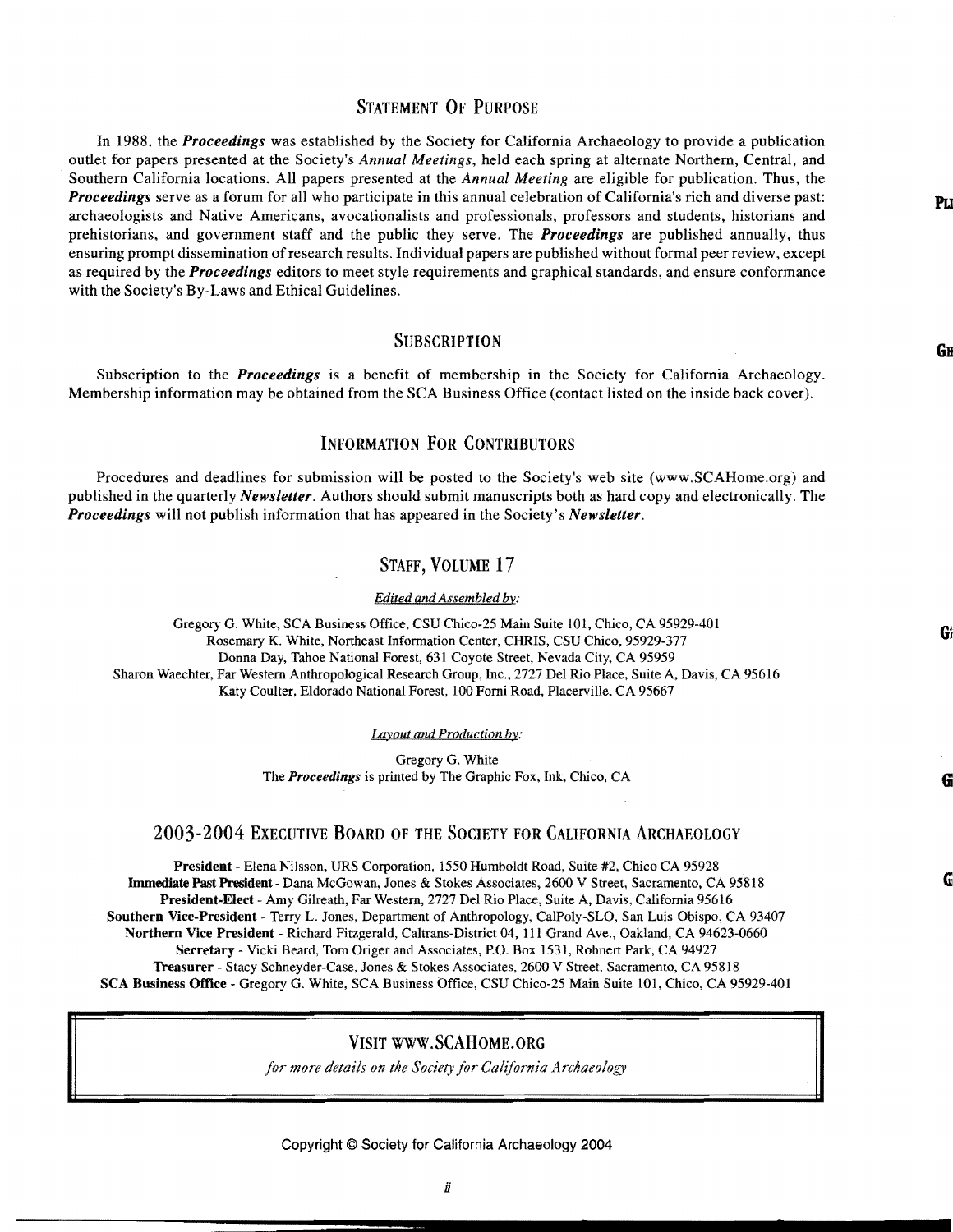## Statement Of Purpose

In 1988, the ***Proceedings*** was established by the Society for California Archaeology to provide a publication outlet for papers presented at the Society's *Annual Meetings*, held each spring at alternate Northern, Central, and Southern California locations. All papers presented at the *Annual Meeting* are eligible for publication. Thus, the ***Proceedings*** serve as a forum for all who participate in this annual celebration of California's rich and diverse past: archaeologists and Native Americans, avocationalists and professionals, professors and students, historians and prehistorians, and government staff and the public they serve. The ***Proceedings*** are published annually, thus ensuring prompt dissemination of research results. Individual papers are published without formal peer review, except as required by the ***Proceedings*** editors to meet style requirements and graphical standards, and ensure conformance with the Society's By-Laws and Ethical Guidelines.

## Subscription

Subscription to the ***Proceedings*** is a benefit of membership in the Society for California Archaeology. Membership information may be obtained from the SCA Business Office (contact listed on the inside back cover).

## Information For Contributors

Procedures and deadlines for submission will be posted to the Society's web site (www.SCAHome.org) and published in the quarterly ***Newsletter***. Authors should submit manuscripts both as hard copy and electronically. The ***Proceedings*** will not publish information that has appeared in the Society's ***Newsletter***.

## Staff, Volume 17

*Edited and Assembled by:*

Gregory G. White, SCA Business Office, CSU Chico-25 Main Suite 101, Chico, CA 95929-401
Rosemary K. White, Northeast Information Center, CHRIS, CSU Chico, 95929-377
Donna Day, Tahoe National Forest, 631 Coyote Street, Nevada City, CA 95959
Sharon Waechter, Far Western Anthropological Research Group, Inc., 2727 Del Rio Place, Suite A, Davis, CA 95616
Katy Coulter, Eldorado National Forest, 100 Forni Road, Placerville, CA 95667

*Layout and Production by:*

Gregory G. White
The ***Proceedings*** is printed by The Graphic Fox, Ink, Chico, CA

## 2003-2004 Executive Board of the Society for California Archaeology

**President** - Elena Nilsson, URS Corporation, 1550 Humboldt Road, Suite #2, Chico CA 95928
**Immediate Past President** - Dana McGowan, Jones & Stokes Associates, 2600 V Street, Sacramento, CA 95818
**President-Elect** - Amy Gilreath, Far Western, 2727 Del Rio Place, Suite A, Davis, California 95616
**Southern Vice-President** - Terry L. Jones, Department of Anthropology, CalPoly-SLO, San Luis Obispo, CA 93407
**Northern Vice President** - Richard Fitzgerald, Caltrans-District 04, 111 Grand Ave., Oakland, CA 94623-0660
**Secretary** - Vicki Beard, Tom Origer and Associates, P.O. Box 1531, Rohnert Park, CA 94927
**Treasurer** - Stacy Schneyder-Case, Jones & Stokes Associates, 2600 V Street, Sacramento, CA 95818
**SCA Business Office** - Gregory G. White, SCA Business Office, CSU Chico-25 Main Suite 101, Chico, CA 95929-401

## Visit www.SCAHome.org

*for more details on the Society for California Archaeology*

Copyright © Society for California Archaeology 2004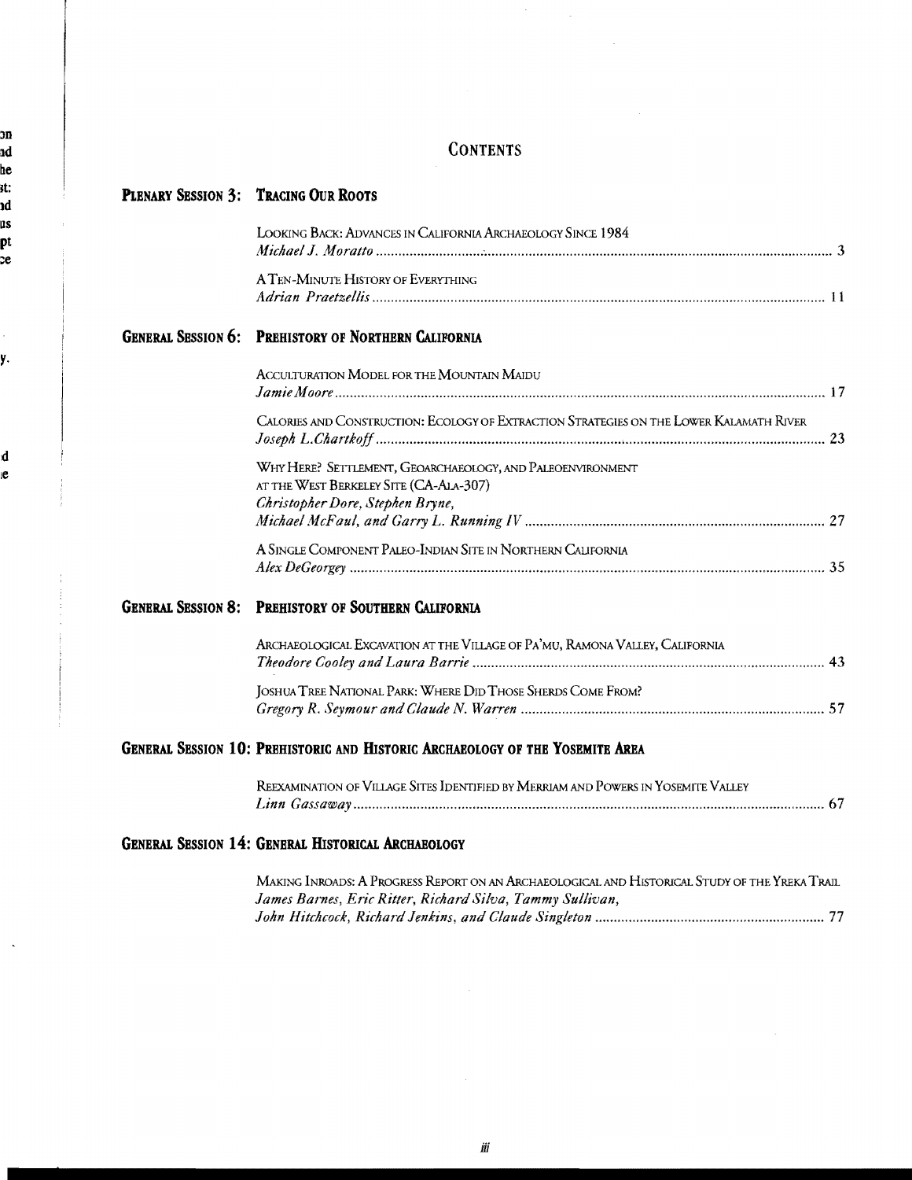# CONTENTS

## PLENARY SESSION 3: TRACING OUR ROOTS

LOOKING BACK: ADVANCES IN CALIFORNIA ARCHAEOLOGY SINCE 1984
*Michael J. Moratto* ........ 3

A TEN-MINUTE HISTORY OF EVERYTHING
*Adrian Praetzellis* ........ 11

## GENERAL SESSION 6: PREHISTORY OF NORTHERN CALIFORNIA

ACCULTURATION MODEL FOR THE MOUNTAIN MAIDU
*Jamie Moore* ........ 17

CALORIES AND CONSTRUCTION: ECOLOGY OF EXTRACTION STRATEGIES ON THE LOWER KALAMATH RIVER
*Joseph L.Chartkoff* ........ 23

WHY HERE? SETTLEMENT, GEOARCHAEOLOGY, AND PALEOENVIRONMENT AT THE WEST BERKELEY SITE (CA-ALA-307)
*Christopher Dore, Stephen Bryne, Michael McFaul, and Garry L. Running IV* ........ 27

A SINGLE COMPONENT PALEO-INDIAN SITE IN NORTHERN CALIFORNIA
*Alex DeGeorgey* ........ 35

## GENERAL SESSION 8: PREHISTORY OF SOUTHERN CALIFORNIA

ARCHAEOLOGICAL EXCAVATION AT THE VILLAGE OF PA'MU, RAMONA VALLEY, CALIFORNIA
*Theodore Cooley and Laura Barrie* ........ 43

JOSHUA TREE NATIONAL PARK: WHERE DID THOSE SHERDS COME FROM?
*Gregory R. Seymour and Claude N. Warren* ........ 57

## GENERAL SESSION 10: PREHISTORIC AND HISTORIC ARCHAEOLOGY OF THE YOSEMITE AREA

REEXAMINATION OF VILLAGE SITES IDENTIFIED BY MERRIAM AND POWERS IN YOSEMITE VALLEY
*Linn Gassaway* ........ 67

## GENERAL SESSION 14: GENERAL HISTORICAL ARCHAEOLOGY

MAKING INROADS: A PROGRESS REPORT ON AN ARCHAEOLOGICAL AND HISTORICAL STUDY OF THE YREKA TRAIL
*James Barnes, Eric Ritter, Richard Silva, Tammy Sullivan, John Hitchcock, Richard Jenkins, and Claude Singleton* ........ 77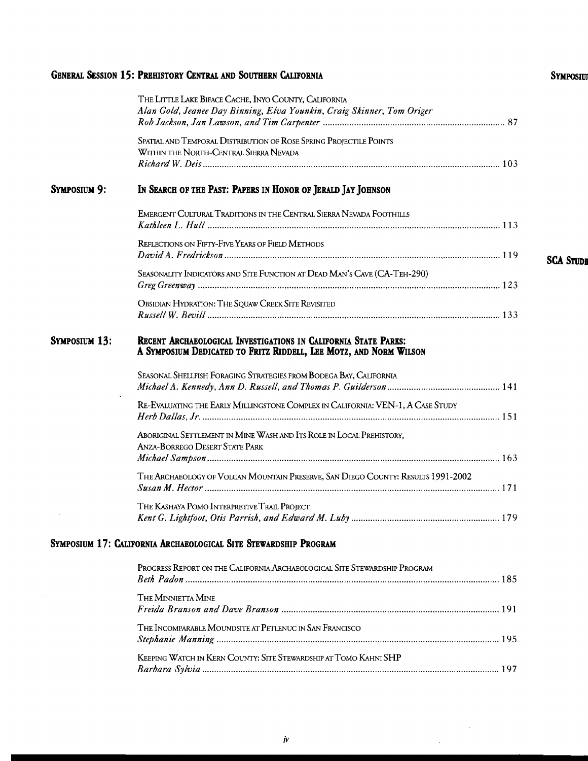## General Session 15: Prehistory Central and Southern California

The Little Lake Biface Cache, Inyo County, California
*Alan Gold, Jeanee Day Binning, Elva Younkin, Craig Skinner, Tom Origer Rob Jackson, Jan Lawson, and Tim Carpenter* ... 87

Spatial and Temporal Distribution of Rose Spring Projectile Points Within the North-Central Sierra Nevada
*Richard W. Deis* ... 103

## Symposium 9: In Search of the Past: Papers in Honor of Jerald Jay Johnson

Emergent Cultural Traditions in the Central Sierra Nevada Foothills
*Kathleen L. Hull* ... 113

Reflections on Fifty-Five Years of Field Methods
*David A. Fredrickson* ... 119

Seasonality Indicators and Site Function at Dead Man's Cave (CA-Teh-290)
*Greg Greenway* ... 123

Obsidian Hydration: The Squaw Creek Site Revisited
*Russell W. Bevill* ... 133

## Symposium 13: Recent Archaeological Investigations in California State Parks: A Symposium Dedicated to Fritz Riddell, Lee Motz, and Norm Wilson

Seasonal Shellfish Foraging Strategies from Bodega Bay, California
*Michael A. Kennedy, Ann D. Russell, and Thomas P. Guilderson* ... 141

Re-Evaluating the Early Millingstone Complex in California: VEN-1, A Case Study
*Herb Dallas, Jr.* ... 151

Aboriginal Settlement in Mine Wash and Its Role in Local Prehistory, Anza-Borrego Desert State Park
*Michael Sampson* ... 163

The Archaeology of Volcan Mountain Preserve, San Diego County: Results 1991-2002
*Susan M. Hector* ... 171

The Kashaya Pomo Interpretive Trail Project
*Kent G. Lightfoot, Otis Parrish, and Edward M. Luby* ... 179

## Symposium 17: California Archaeological Site Stewardship Program

Progress Report on the California Archaeological Site Stewardship Program
*Beth Padon* ... 185

The Minnietta Mine
*Freida Branson and Dave Branson* ... 191

The Incomparable Moundsite at Petlenuc in San Francisco
*Stephanie Manning* ... 195

Keeping Watch in Kern County: Site Stewardship at Tomo Kahni SHP
*Barbara Sylvia* ... 197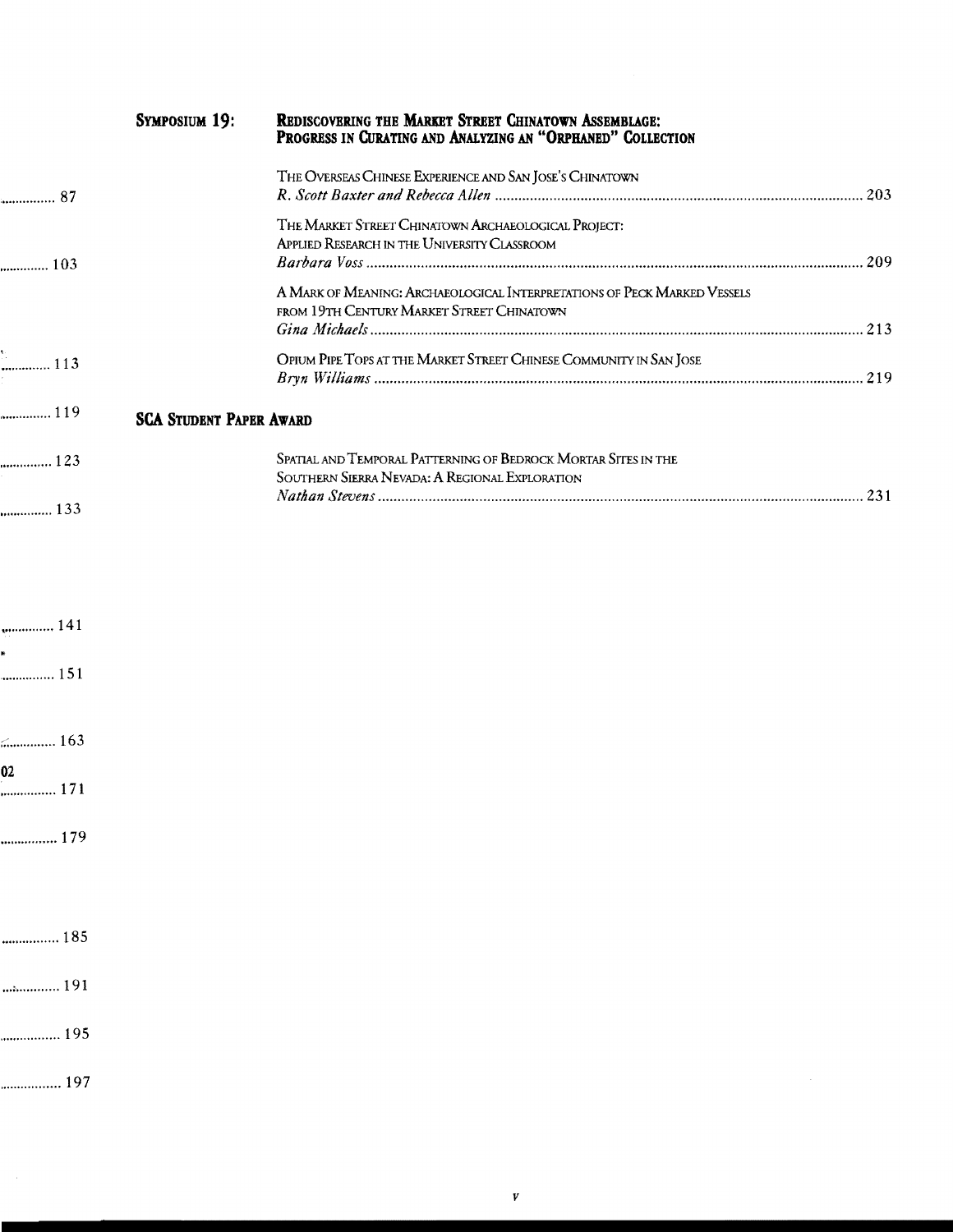## Symposium 19: Rediscovering the Market Street Chinatown Assemblage: Progress in Curating and Analyzing an "Orphaned" Collection

The Overseas Chinese Experience and San Jose's Chinatown
*R. Scott Baxter and Rebecca Allen* .......... 203

The Market Street Chinatown Archaeological Project: Applied Research in the University Classroom
*Barbara Voss* .......... 209

A Mark of Meaning: Archaeological Interpretations of Peck Marked Vessels from 19th Century Market Street Chinatown
*Gina Michaels* .......... 213

Opium Pipe Tops at the Market Street Chinese Community in San Jose
*Bryn Williams* .......... 219

## SCA Student Paper Award

Spatial and Temporal Patterning of Bedrock Mortar Sites in the Southern Sierra Nevada: A Regional Exploration
*Nathan Stevens* .......... 231

.......... 87

.......... 103

.......... 113

.......... 119

.......... 123

.......... 133

.......... 141

.......... 151

.......... 163

02
.......... 171

.......... 179

.......... 185

.......... 191

.......... 195

.......... 197